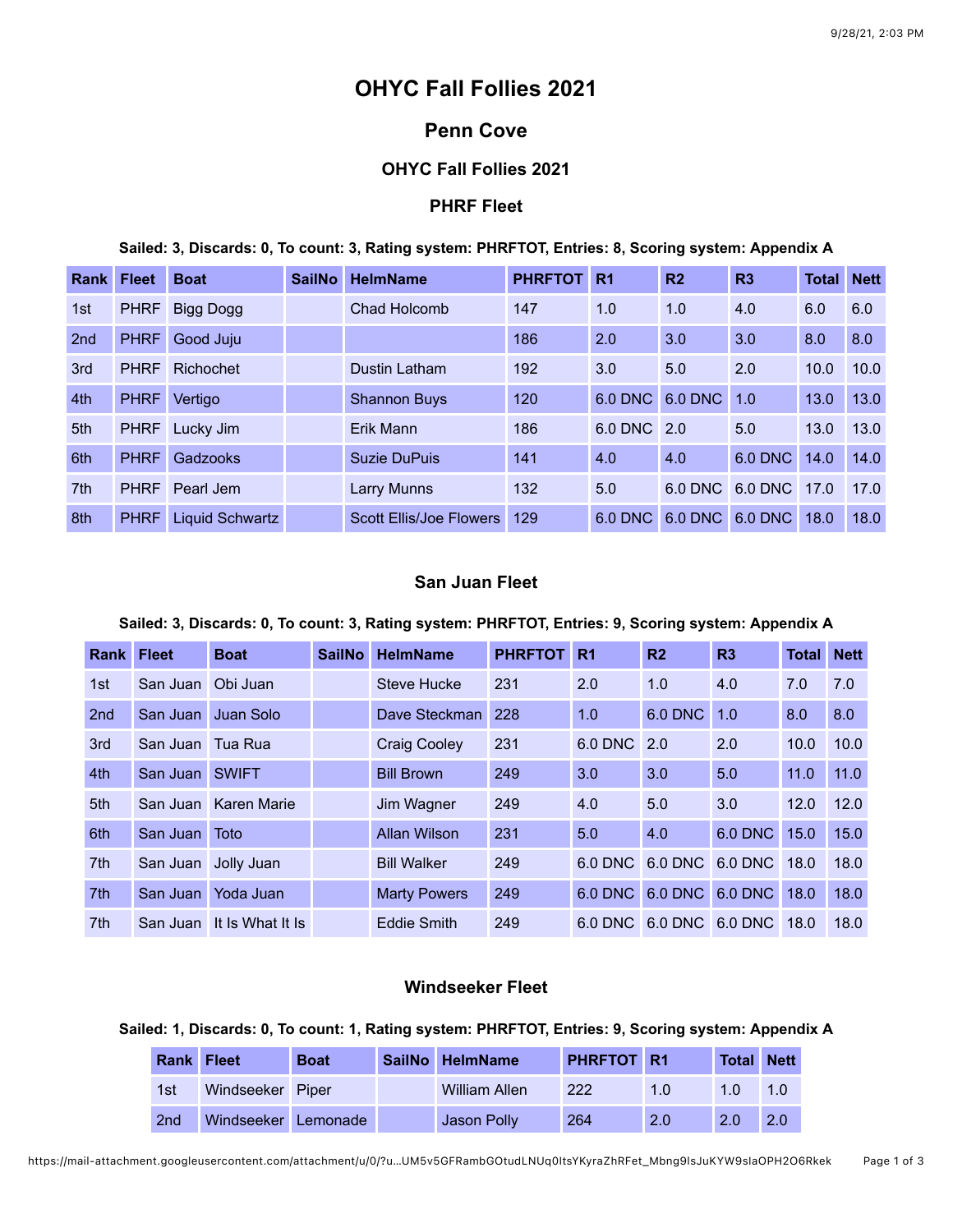# OHYC Fall Follies 2021

## Penn Cove

### OHYC Fall Follies 2021

### PHRF Fleet

**Sailed: 3, Discards: 0, To count: 3, Rating system: PHRFTOT, Entries: 8, Scoring system: Appendix A**

| Rank | Fleet | Boat | SailNo | HelmName | PHRFTOT | R1 | R2 | R3 | Total | Nett |
|---|---|---|---|---|---|---|---|---|---|---|
| 1st | PHRF | Bigg Dogg | | Chad Holcomb | 147 | 1.0 | 1.0 | 4.0 | 6.0 | 6.0 |
| 2nd | PHRF | Good Juju | | | 186 | 2.0 | 3.0 | 3.0 | 8.0 | 8.0 |
| 3rd | PHRF | Richochet | | Dustin Latham | 192 | 3.0 | 5.0 | 2.0 | 10.0 | 10.0 |
| 4th | PHRF | Vertigo | | Shannon Buys | 120 | 6.0 DNC | 6.0 DNC | 1.0 | 13.0 | 13.0 |
| 5th | PHRF | Lucky Jim | | Erik Mann | 186 | 6.0 DNC | 2.0 | 5.0 | 13.0 | 13.0 |
| 6th | PHRF | Gadzooks | | Suzie DuPuis | 141 | 4.0 | 4.0 | 6.0 DNC | 14.0 | 14.0 |
| 7th | PHRF | Pearl Jem | | Larry Munns | 132 | 5.0 | 6.0 DNC | 6.0 DNC | 17.0 | 17.0 |
| 8th | PHRF | Liquid Schwartz | | Scott Ellis/Joe Flowers | 129 | 6.0 DNC | 6.0 DNC | 6.0 DNC | 18.0 | 18.0 |

### San Juan Fleet

**Sailed: 3, Discards: 0, To count: 3, Rating system: PHRFTOT, Entries: 9, Scoring system: Appendix A**

| Rank | Fleet | Boat | SailNo | HelmName | PHRFTOT | R1 | R2 | R3 | Total | Nett |
|---|---|---|---|---|---|---|---|---|---|---|
| 1st | San Juan | Obi Juan | | Steve Hucke | 231 | 2.0 | 1.0 | 4.0 | 7.0 | 7.0 |
| 2nd | San Juan | Juan Solo | | Dave Steckman | 228 | 1.0 | 6.0 DNC | 1.0 | 8.0 | 8.0 |
| 3rd | San Juan | Tua Rua | | Craig Cooley | 231 | 6.0 DNC | 2.0 | 2.0 | 10.0 | 10.0 |
| 4th | San Juan | SWIFT | | Bill Brown | 249 | 3.0 | 3.0 | 5.0 | 11.0 | 11.0 |
| 5th | San Juan | Karen Marie | | Jim Wagner | 249 | 4.0 | 5.0 | 3.0 | 12.0 | 12.0 |
| 6th | San Juan | Toto | | Allan Wilson | 231 | 5.0 | 4.0 | 6.0 DNC | 15.0 | 15.0 |
| 7th | San Juan | Jolly Juan | | Bill Walker | 249 | 6.0 DNC | 6.0 DNC | 6.0 DNC | 18.0 | 18.0 |
| 7th | San Juan | Yoda Juan | | Marty Powers | 249 | 6.0 DNC | 6.0 DNC | 6.0 DNC | 18.0 | 18.0 |
| 7th | San Juan | It Is What It Is | | Eddie Smith | 249 | 6.0 DNC | 6.0 DNC | 6.0 DNC | 18.0 | 18.0 |

### Windseeker Fleet

**Sailed: 1, Discards: 0, To count: 1, Rating system: PHRFTOT, Entries: 9, Scoring system: Appendix A**

| Rank | Fleet | Boat | SailNo | HelmName | PHRFTOT | R1 | Total | Nett |
|---|---|---|---|---|---|---|---|---|
| 1st | Windseeker | Piper | | William Allen | 222 | 1.0 | 1.0 | 1.0 |
| 2nd | Windseeker | Lemonade | | Jason Polly | 264 | 2.0 | 2.0 | 2.0 |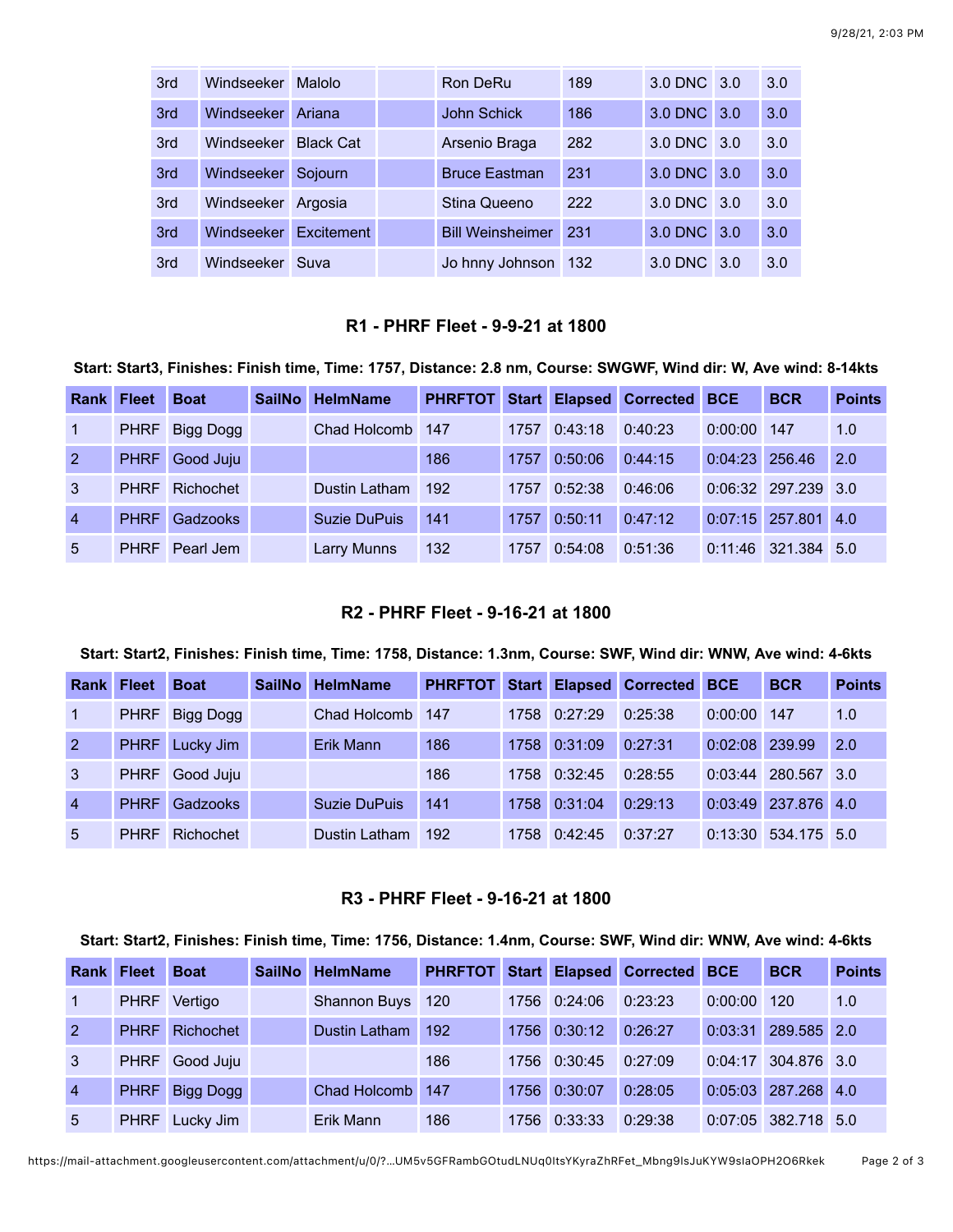| 3rd | Windseeker | Malolo | | Ron DeRu | 189 | 3.0 DNC | 3.0 | 3.0 |
|---|---|---|---|---|---|---|---|---|
| 3rd | Windseeker | Ariana | | John Schick | 186 | 3.0 DNC | 3.0 | 3.0 |
| 3rd | Windseeker | Black Cat | | Arsenio Braga | 282 | 3.0 DNC | 3.0 | 3.0 |
| 3rd | Windseeker | Sojourn | | Bruce Eastman | 231 | 3.0 DNC | 3.0 | 3.0 |
| 3rd | Windseeker | Argosia | | Stina Queeno | 222 | 3.0 DNC | 3.0 | 3.0 |
| 3rd | Windseeker | Excitement | | Bill Weinsheimer | 231 | 3.0 DNC | 3.0 | 3.0 |
| 3rd | Windseeker | Suva | | Jo hnny Johnson | 132 | 3.0 DNC | 3.0 | 3.0 |

### R1 - PHRF Fleet - 9-9-21 at 1800

**Start: Start3, Finishes: Finish time, Time: 1757, Distance: 2.8 nm, Course: SWGWF, Wind dir: W, Ave wind: 8-14kts**

| Rank | Fleet | Boat | SailNo | HelmName | PHRFTOT | Start | Elapsed | Corrected | BCE | BCR | Points |
|---|---|---|---|---|---|---|---|---|---|---|---|
| 1 | PHRF | Bigg Dogg | | Chad Holcomb | 147 | 1757 | 0:43:18 | 0:40:23 | 0:00:00 | 147 | 1.0 |
| 2 | PHRF | Good Juju | | | 186 | 1757 | 0:50:06 | 0:44:15 | 0:04:23 | 256.46 | 2.0 |
| 3 | PHRF | Richochet | | Dustin Latham | 192 | 1757 | 0:52:38 | 0:46:06 | 0:06:32 | 297.239 | 3.0 |
| 4 | PHRF | Gadzooks | | Suzie DuPuis | 141 | 1757 | 0:50:11 | 0:47:12 | 0:07:15 | 257.801 | 4.0 |
| 5 | PHRF | Pearl Jem | | Larry Munns | 132 | 1757 | 0:54:08 | 0:51:36 | 0:11:46 | 321.384 | 5.0 |

### R2 - PHRF Fleet - 9-16-21 at 1800

**Start: Start2, Finishes: Finish time, Time: 1758, Distance: 1.3nm, Course: SWF, Wind dir: WNW, Ave wind: 4-6kts**

| Rank | Fleet | Boat | SailNo | HelmName | PHRFTOT | Start | Elapsed | Corrected | BCE | BCR | Points |
|---|---|---|---|---|---|---|---|---|---|---|---|
| 1 | PHRF | Bigg Dogg | | Chad Holcomb | 147 | 1758 | 0:27:29 | 0:25:38 | 0:00:00 | 147 | 1.0 |
| 2 | PHRF | Lucky Jim | | Erik Mann | 186 | 1758 | 0:31:09 | 0:27:31 | 0:02:08 | 239.99 | 2.0 |
| 3 | PHRF | Good Juju | | | 186 | 1758 | 0:32:45 | 0:28:55 | 0:03:44 | 280.567 | 3.0 |
| 4 | PHRF | Gadzooks | | Suzie DuPuis | 141 | 1758 | 0:31:04 | 0:29:13 | 0:03:49 | 237.876 | 4.0 |
| 5 | PHRF | Richochet | | Dustin Latham | 192 | 1758 | 0:42:45 | 0:37:27 | 0:13:30 | 534.175 | 5.0 |

### R3 - PHRF Fleet - 9-16-21 at 1800

**Start: Start2, Finishes: Finish time, Time: 1756, Distance: 1.4nm, Course: SWF, Wind dir: WNW, Ave wind: 4-6kts**

| Rank | Fleet | Boat | SailNo | HelmName | PHRFTOT | Start | Elapsed | Corrected | BCE | BCR | Points |
|---|---|---|---|---|---|---|---|---|---|---|---|
| 1 | PHRF | Vertigo | | Shannon Buys | 120 | 1756 | 0:24:06 | 0:23:23 | 0:00:00 | 120 | 1.0 |
| 2 | PHRF | Richochet | | Dustin Latham | 192 | 1756 | 0:30:12 | 0:26:27 | 0:03:31 | 289.585 | 2.0 |
| 3 | PHRF | Good Juju | | | 186 | 1756 | 0:30:45 | 0:27:09 | 0:04:17 | 304.876 | 3.0 |
| 4 | PHRF | Bigg Dogg | | Chad Holcomb | 147 | 1756 | 0:30:07 | 0:28:05 | 0:05:03 | 287.268 | 4.0 |
| 5 | PHRF | Lucky Jim | | Erik Mann | 186 | 1756 | 0:33:33 | 0:29:38 | 0:07:05 | 382.718 | 5.0 |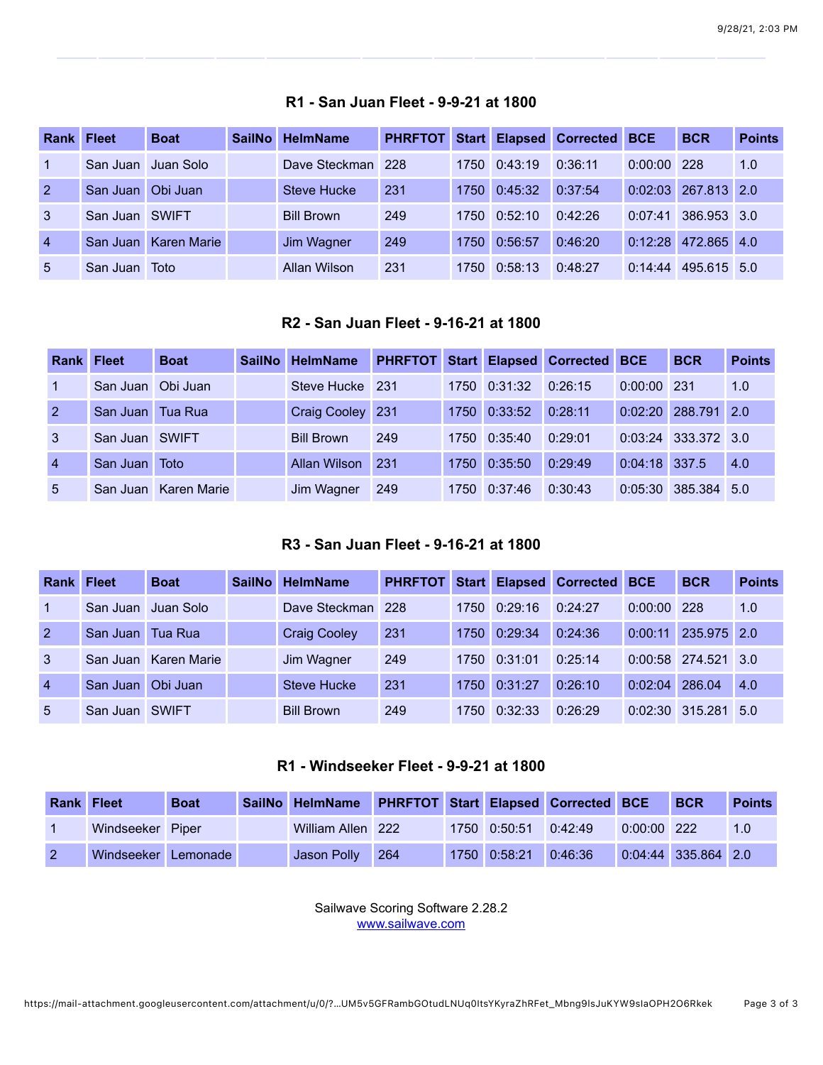### R1 - San Juan Fleet - 9-9-21 at 1800

| Rank | Fleet | Boat | SailNo | HelmName | PHRFTOT | Start | Elapsed | Corrected | BCE | BCR | Points |
|---|---|---|---|---|---|---|---|---|---|---|---|
| 1 | San Juan | Juan Solo | | Dave Steckman | 228 | 1750 | 0:43:19 | 0:36:11 | 0:00:00 | 228 | 1.0 |
| 2 | San Juan | Obi Juan | | Steve Hucke | 231 | 1750 | 0:45:32 | 0:37:54 | 0:02:03 | 267.813 | 2.0 |
| 3 | San Juan | SWIFT | | Bill Brown | 249 | 1750 | 0:52:10 | 0:42:26 | 0:07:41 | 386.953 | 3.0 |
| 4 | San Juan | Karen Marie | | Jim Wagner | 249 | 1750 | 0:56:57 | 0:46:20 | 0:12:28 | 472.865 | 4.0 |
| 5 | San Juan | Toto | | Allan Wilson | 231 | 1750 | 0:58:13 | 0:48:27 | 0:14:44 | 495.615 | 5.0 |

### R2 - San Juan Fleet - 9-16-21 at 1800

| Rank | Fleet | Boat | SailNo | HelmName | PHRFTOT | Start | Elapsed | Corrected | BCE | BCR | Points |
|---|---|---|---|---|---|---|---|---|---|---|---|
| 1 | San Juan | Obi Juan | | Steve Hucke | 231 | 1750 | 0:31:32 | 0:26:15 | 0:00:00 | 231 | 1.0 |
| 2 | San Juan | Tua Rua | | Craig Cooley | 231 | 1750 | 0:33:52 | 0:28:11 | 0:02:20 | 288.791 | 2.0 |
| 3 | San Juan | SWIFT | | Bill Brown | 249 | 1750 | 0:35:40 | 0:29:01 | 0:03:24 | 333.372 | 3.0 |
| 4 | San Juan | Toto | | Allan Wilson | 231 | 1750 | 0:35:50 | 0:29:49 | 0:04:18 | 337.5 | 4.0 |
| 5 | San Juan | Karen Marie | | Jim Wagner | 249 | 1750 | 0:37:46 | 0:30:43 | 0:05:30 | 385.384 | 5.0 |

### R3 - San Juan Fleet - 9-16-21 at 1800

| Rank | Fleet | Boat | SailNo | HelmName | PHRFTOT | Start | Elapsed | Corrected | BCE | BCR | Points |
|---|---|---|---|---|---|---|---|---|---|---|---|
| 1 | San Juan | Juan Solo | | Dave Steckman | 228 | 1750 | 0:29:16 | 0:24:27 | 0:00:00 | 228 | 1.0 |
| 2 | San Juan | Tua Rua | | Craig Cooley | 231 | 1750 | 0:29:34 | 0:24:36 | 0:00:11 | 235.975 | 2.0 |
| 3 | San Juan | Karen Marie | | Jim Wagner | 249 | 1750 | 0:31:01 | 0:25:14 | 0:00:58 | 274.521 | 3.0 |
| 4 | San Juan | Obi Juan | | Steve Hucke | 231 | 1750 | 0:31:27 | 0:26:10 | 0:02:04 | 286.04 | 4.0 |
| 5 | San Juan | SWIFT | | Bill Brown | 249 | 1750 | 0:32:33 | 0:26:29 | 0:02:30 | 315.281 | 5.0 |

### R1 - Windseeker Fleet - 9-9-21 at 1800

| Rank | Fleet | Boat | SailNo | HelmName | PHRFTOT | Start | Elapsed | Corrected | BCE | BCR | Points |
|---|---|---|---|---|---|---|---|---|---|---|---|
| 1 | Windseeker | Piper | | William Allen | 222 | 1750 | 0:50:51 | 0:42:49 | 0:00:00 | 222 | 1.0 |
| 2 | Windseeker | Lemonade | | Jason Polly | 264 | 1750 | 0:58:21 | 0:46:36 | 0:04:44 | 335.864 | 2.0 |

Sailwave Scoring Software 2.28.2
www.sailwave.com